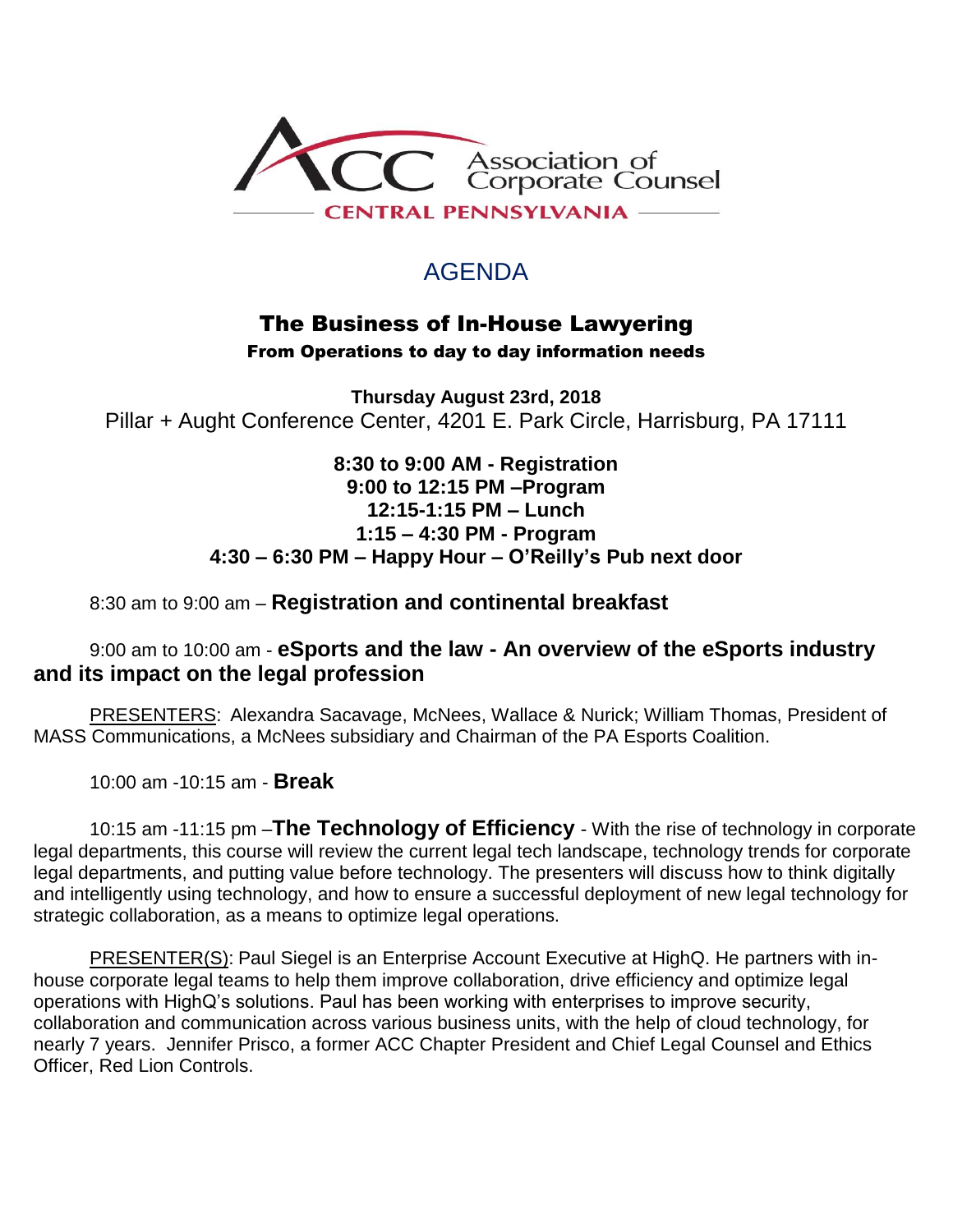Association of Corporate Counsel

CENTRAL PENNSYLVANIA

# AGENDA

## The Business of In-House Lawyering

**From Operations to day to day information needs**

**Thursday August 23rd, 2018**

Pillar + Aught Conference Center, 4201 E. Park Circle, Harrisburg, PA 17111

**8:30 to 9:00 AM - Registration**
**9:00 to 12:15 PM –Program**
**12:15-1:15 PM – Lunch**
**1:15 – 4:30 PM - Program**
**4:30 – 6:30 PM – Happy Hour – O'Reilly's Pub next door**

8:30 am to 9:00 am – **Registration and continental breakfast**

9:00 am to 10:00 am - **eSports and the law - An overview of the eSports industry and its impact on the legal profession**

PRESENTERS: Alexandra Sacavage, McNees, Wallace & Nurick; William Thomas, President of MASS Communications, a McNees subsidiary and Chairman of the PA Esports Coalition.

10:00 am -10:15 am - **Break**

10:15 am -11:15 pm –**The Technology of Efficiency** - With the rise of technology in corporate legal departments, this course will review the current legal tech landscape, technology trends for corporate legal departments, and putting value before technology. The presenters will discuss how to think digitally and intelligently using technology, and how to ensure a successful deployment of new legal technology for strategic collaboration, as a means to optimize legal operations.

PRESENTER(S): Paul Siegel is an Enterprise Account Executive at HighQ. He partners with in-house corporate legal teams to help them improve collaboration, drive efficiency and optimize legal operations with HighQ's solutions. Paul has been working with enterprises to improve security, collaboration and communication across various business units, with the help of cloud technology, for nearly 7 years. Jennifer Prisco, a former ACC Chapter President and Chief Legal Counsel and Ethics Officer, Red Lion Controls.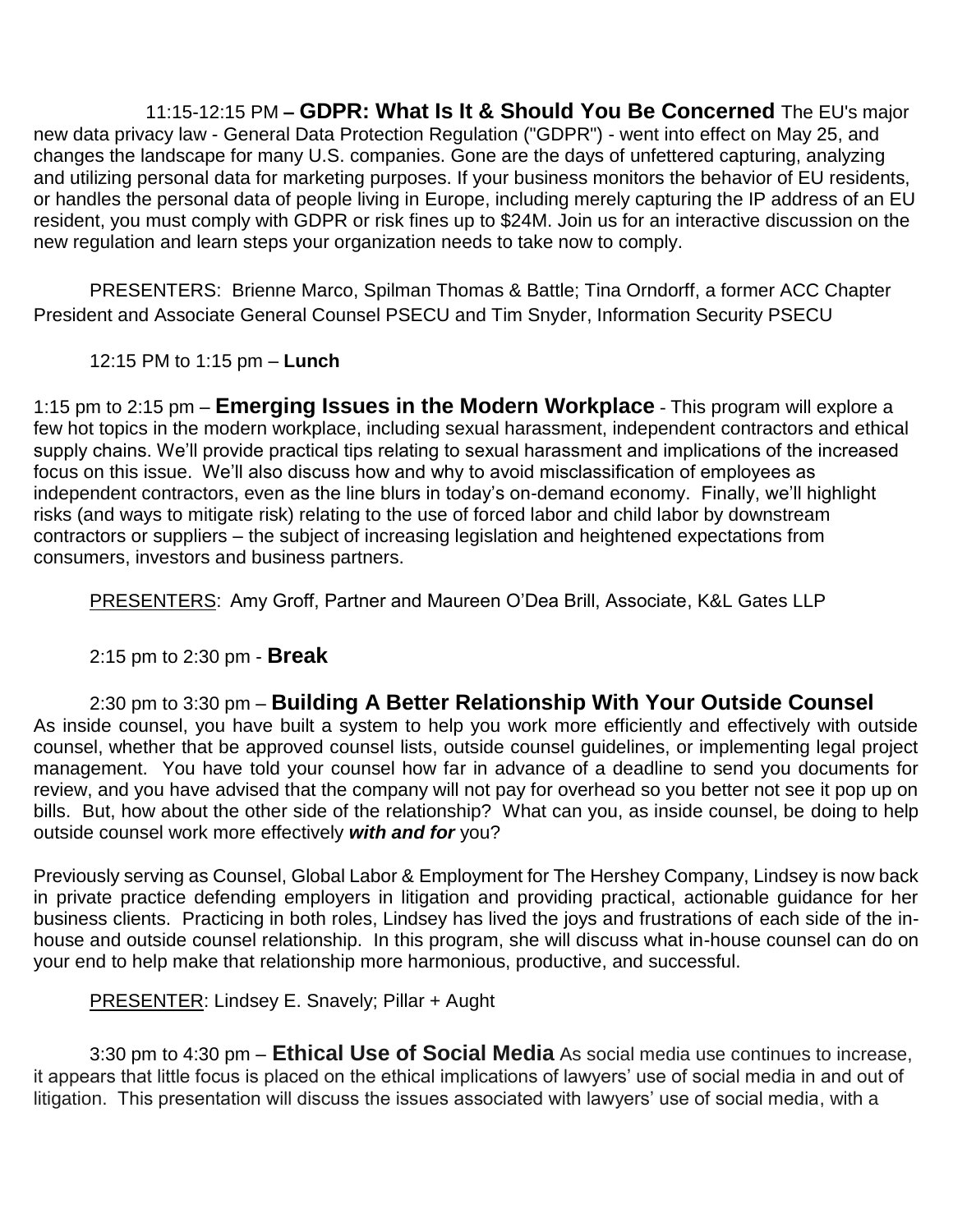11:15-12:15 PM – **GDPR: What Is It & Should You Be Concerned** The EU's major new data privacy law - General Data Protection Regulation ("GDPR") - went into effect on May 25, and changes the landscape for many U.S. companies. Gone are the days of unfettered capturing, analyzing and utilizing personal data for marketing purposes. If your business monitors the behavior of EU residents, or handles the personal data of people living in Europe, including merely capturing the IP address of an EU resident, you must comply with GDPR or risk fines up to $24M. Join us for an interactive discussion on the new regulation and learn steps your organization needs to take now to comply.

PRESENTERS: Brienne Marco, Spilman Thomas & Battle; Tina Orndorff, a former ACC Chapter President and Associate General Counsel PSECU and Tim Snyder, Information Security PSECU

12:15 PM to 1:15 pm – **Lunch**

1:15 pm to 2:15 pm – **Emerging Issues in the Modern Workplace** - This program will explore a few hot topics in the modern workplace, including sexual harassment, independent contractors and ethical supply chains. We'll provide practical tips relating to sexual harassment and implications of the increased focus on this issue. We'll also discuss how and why to avoid misclassification of employees as independent contractors, even as the line blurs in today's on-demand economy. Finally, we'll highlight risks (and ways to mitigate risk) relating to the use of forced labor and child labor by downstream contractors or suppliers – the subject of increasing legislation and heightened expectations from consumers, investors and business partners.

PRESENTERS: Amy Groff, Partner and Maureen O'Dea Brill, Associate, K&L Gates LLP

2:15 pm to 2:30 pm - **Break**

2:30 pm to 3:30 pm – **Building A Better Relationship With Your Outside Counsel** As inside counsel, you have built a system to help you work more efficiently and effectively with outside counsel, whether that be approved counsel lists, outside counsel guidelines, or implementing legal project management. You have told your counsel how far in advance of a deadline to send you documents for review, and you have advised that the company will not pay for overhead so you better not see it pop up on bills. But, how about the other side of the relationship? What can you, as inside counsel, be doing to help outside counsel work more effectively ***with and for*** you?

Previously serving as Counsel, Global Labor & Employment for The Hershey Company, Lindsey is now back in private practice defending employers in litigation and providing practical, actionable guidance for her business clients. Practicing in both roles, Lindsey has lived the joys and frustrations of each side of the in-house and outside counsel relationship. In this program, she will discuss what in-house counsel can do on your end to help make that relationship more harmonious, productive, and successful.

PRESENTER: Lindsey E. Snavely; Pillar + Aught

3:30 pm to 4:30 pm – **Ethical Use of Social Media** As social media use continues to increase, it appears that little focus is placed on the ethical implications of lawyers' use of social media in and out of litigation. This presentation will discuss the issues associated with lawyers' use of social media, with a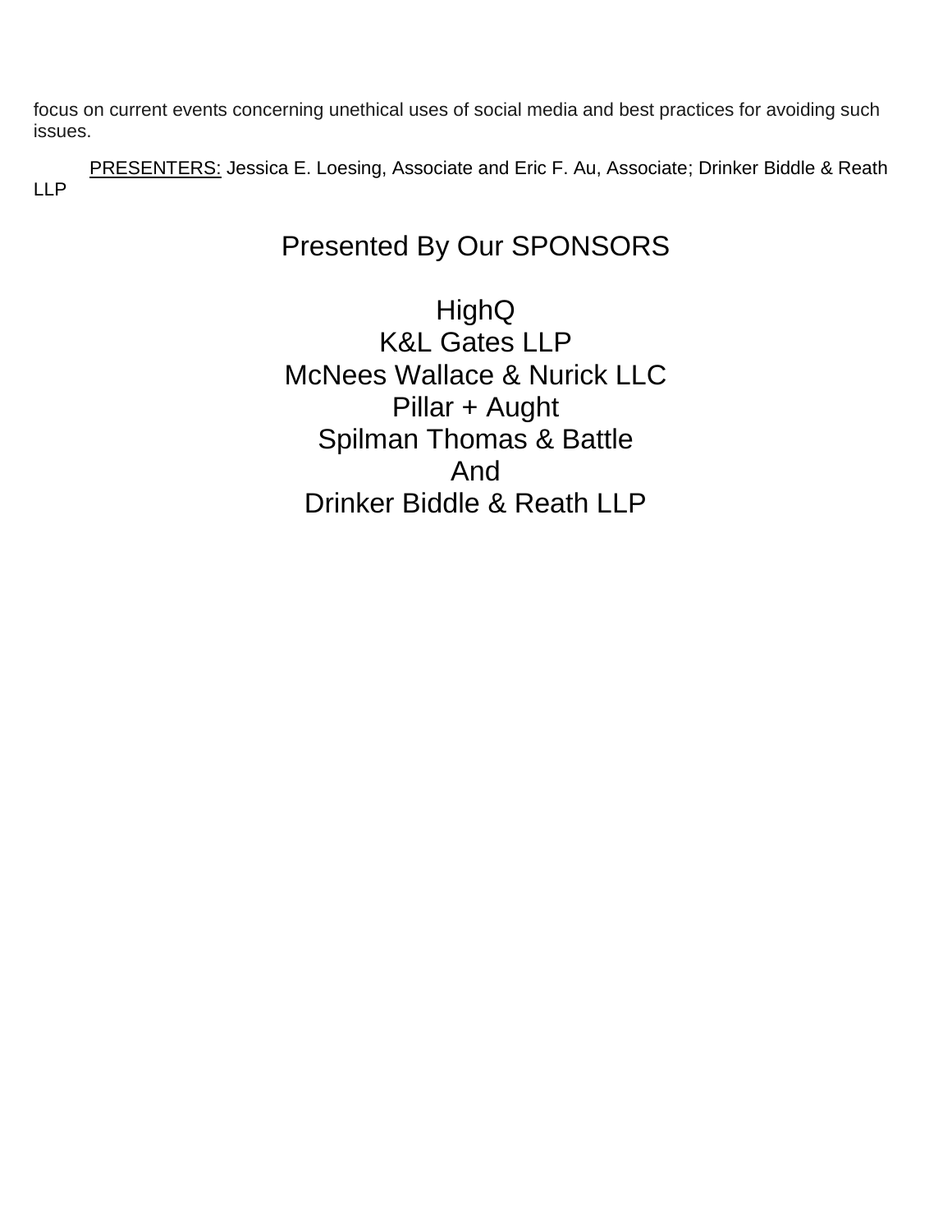focus on current events concerning unethical uses of social media and best practices for avoiding such issues.

PRESENTERS: Jessica E. Loesing, Associate and Eric F. Au, Associate; Drinker Biddle & Reath LLP

## Presented By Our SPONSORS

HighQ  
K&L Gates LLP  
McNees Wallace & Nurick LLC  
Pillar + Aught  
Spilman Thomas & Battle  
And  
Drinker Biddle & Reath LLP